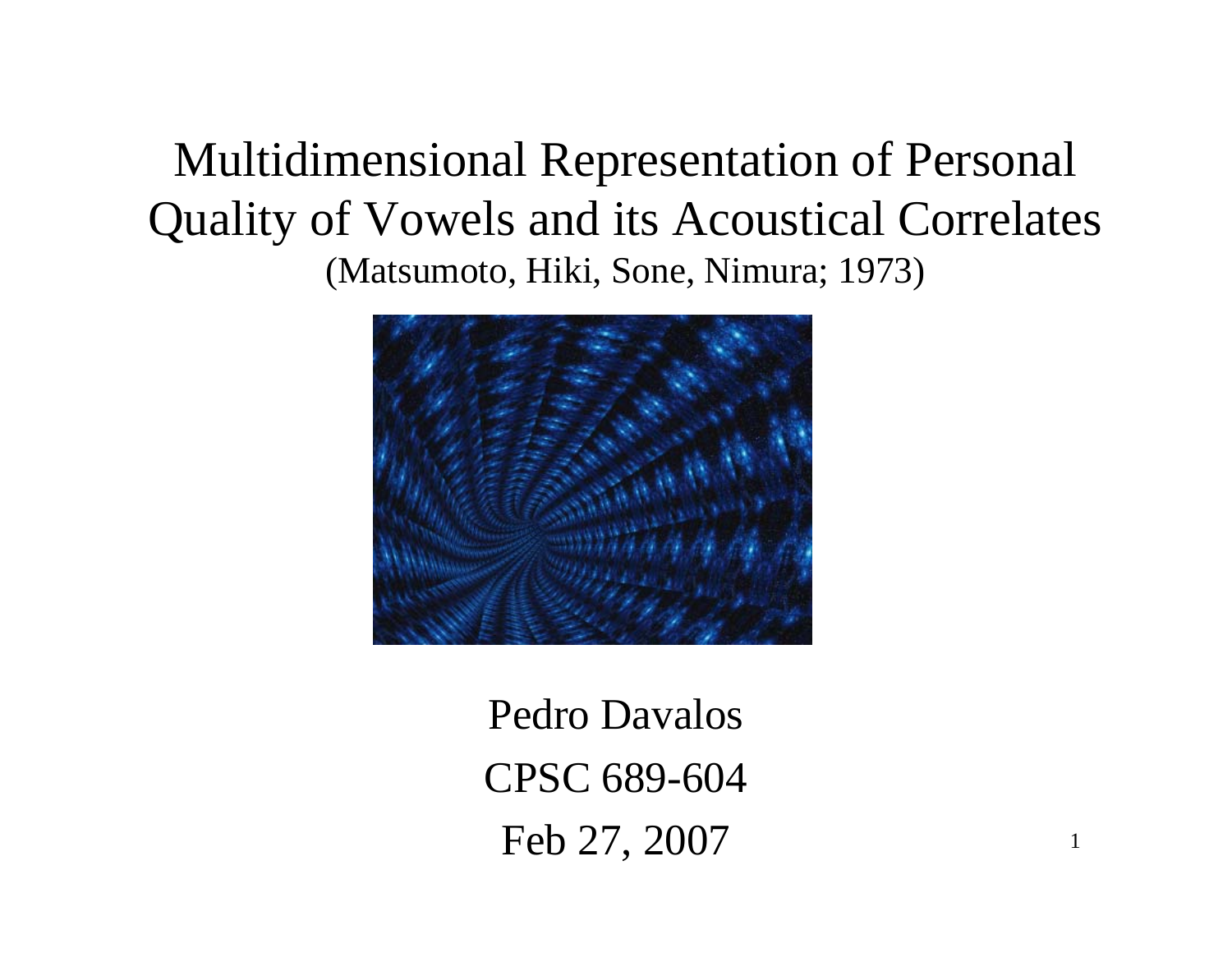# Multidimensional Representation of Personal Quality of Vowels and its Acoustical Correlates

(Matsumoto, Hiki, Sone, Nimura; 1973)

Pedro Davalos

CPSC 689-604

Feb 27, 2007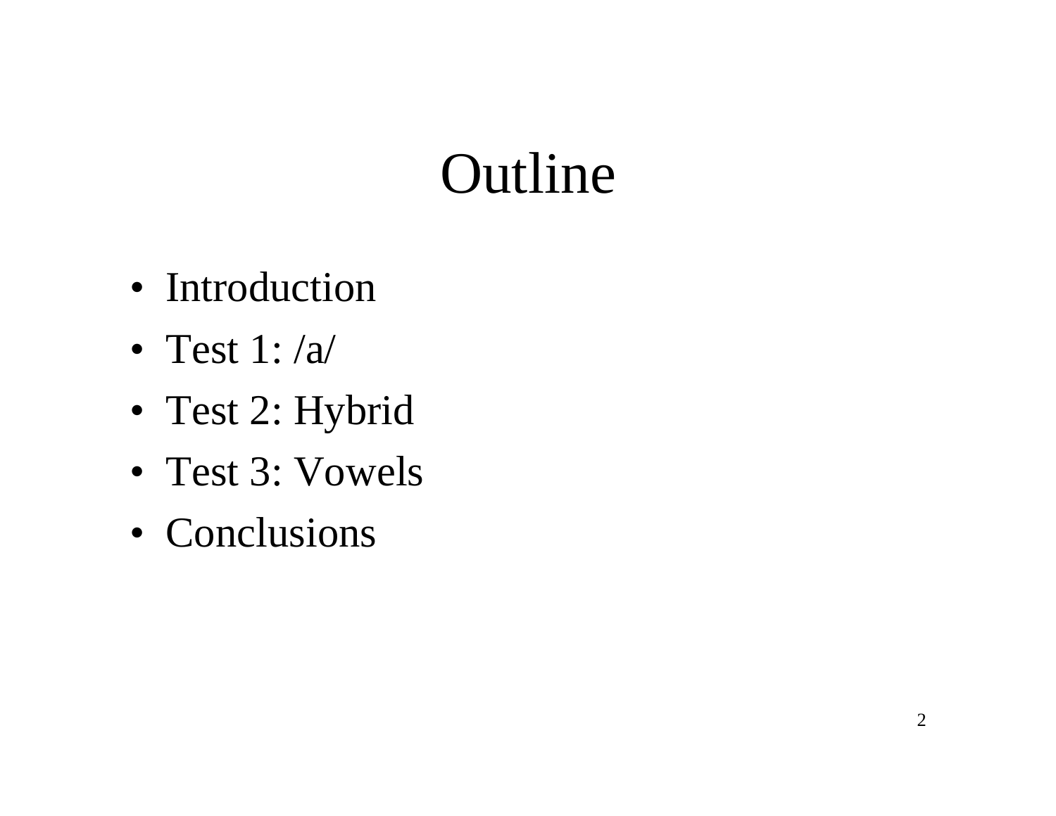# Outline

- Introduction
- Test 1: /a/
- Test 2: Hybrid
- Test 3: Vowels
- Conclusions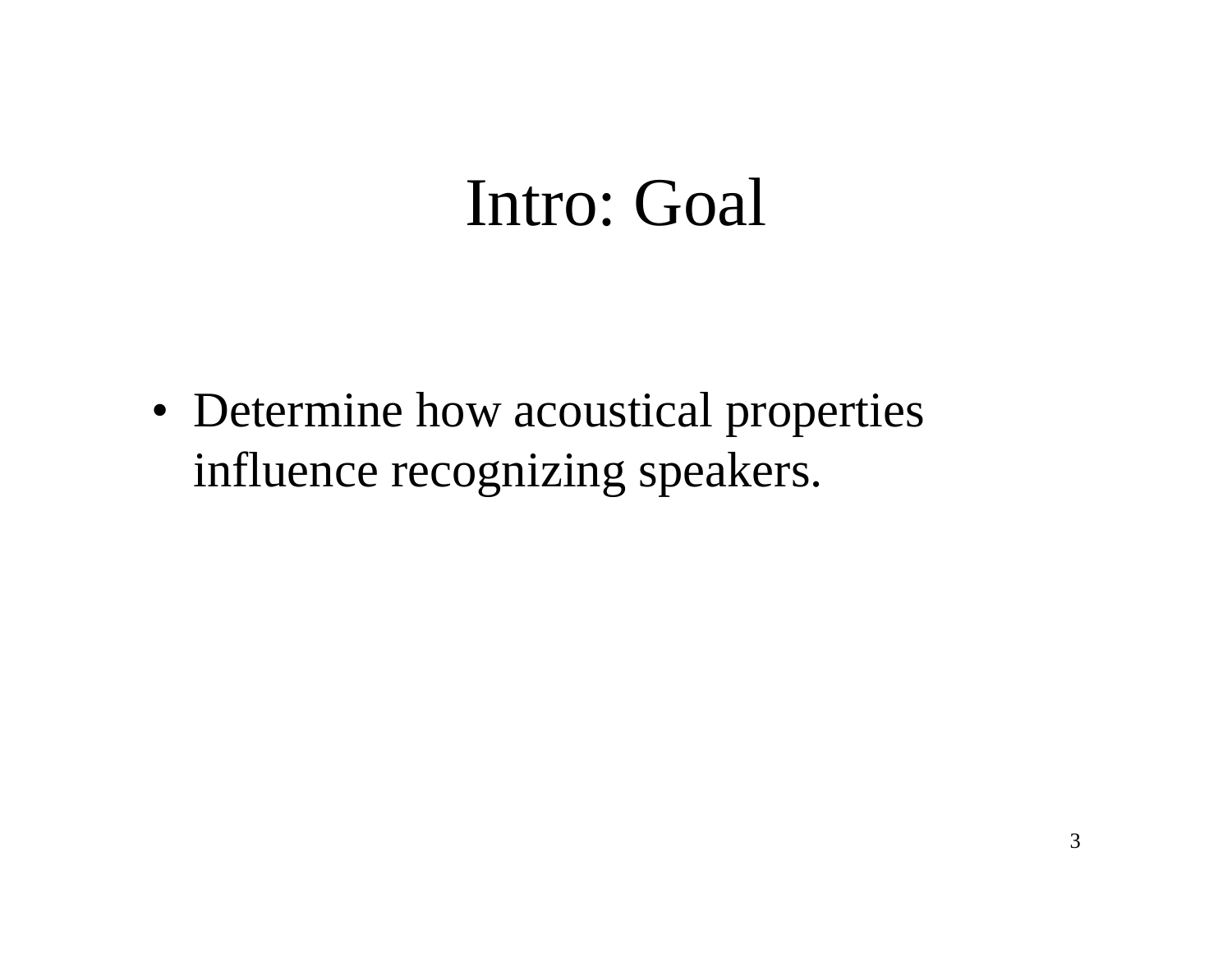# Intro: Goal

- Determine how acoustical properties influence recognizing speakers.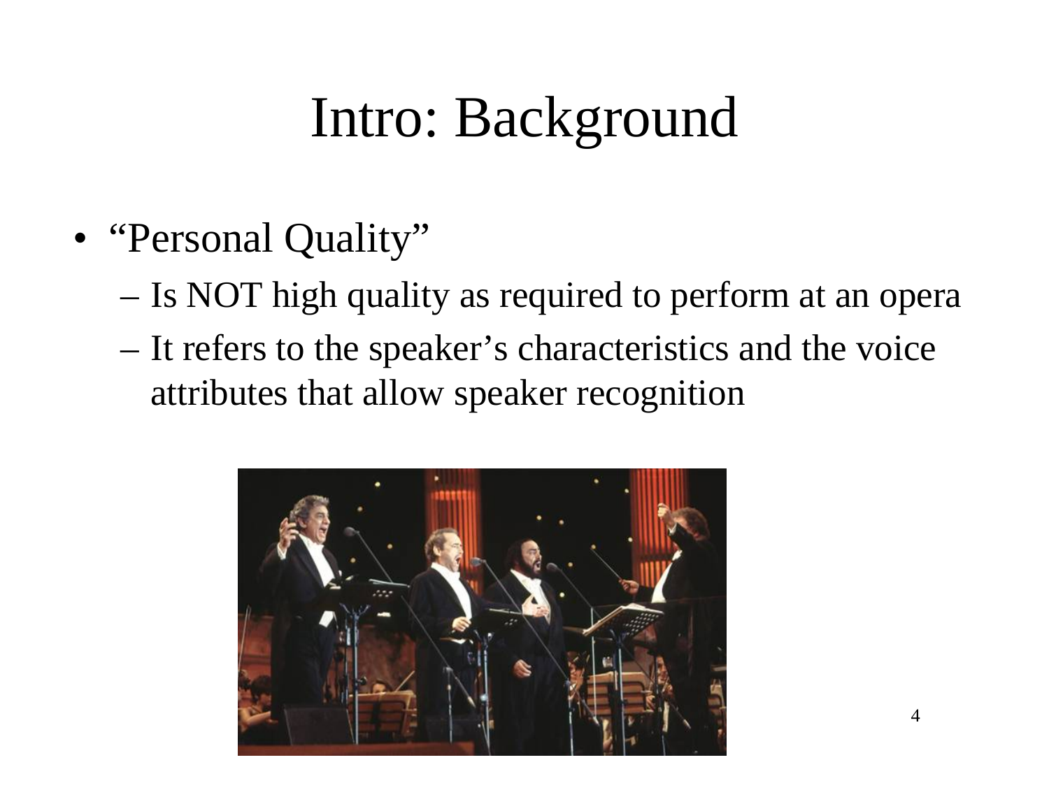# Intro: Background

- "Personal Quality"
  - Is NOT high quality as required to perform at an opera
  - It refers to the speaker's characteristics and the voice attributes that allow speaker recognition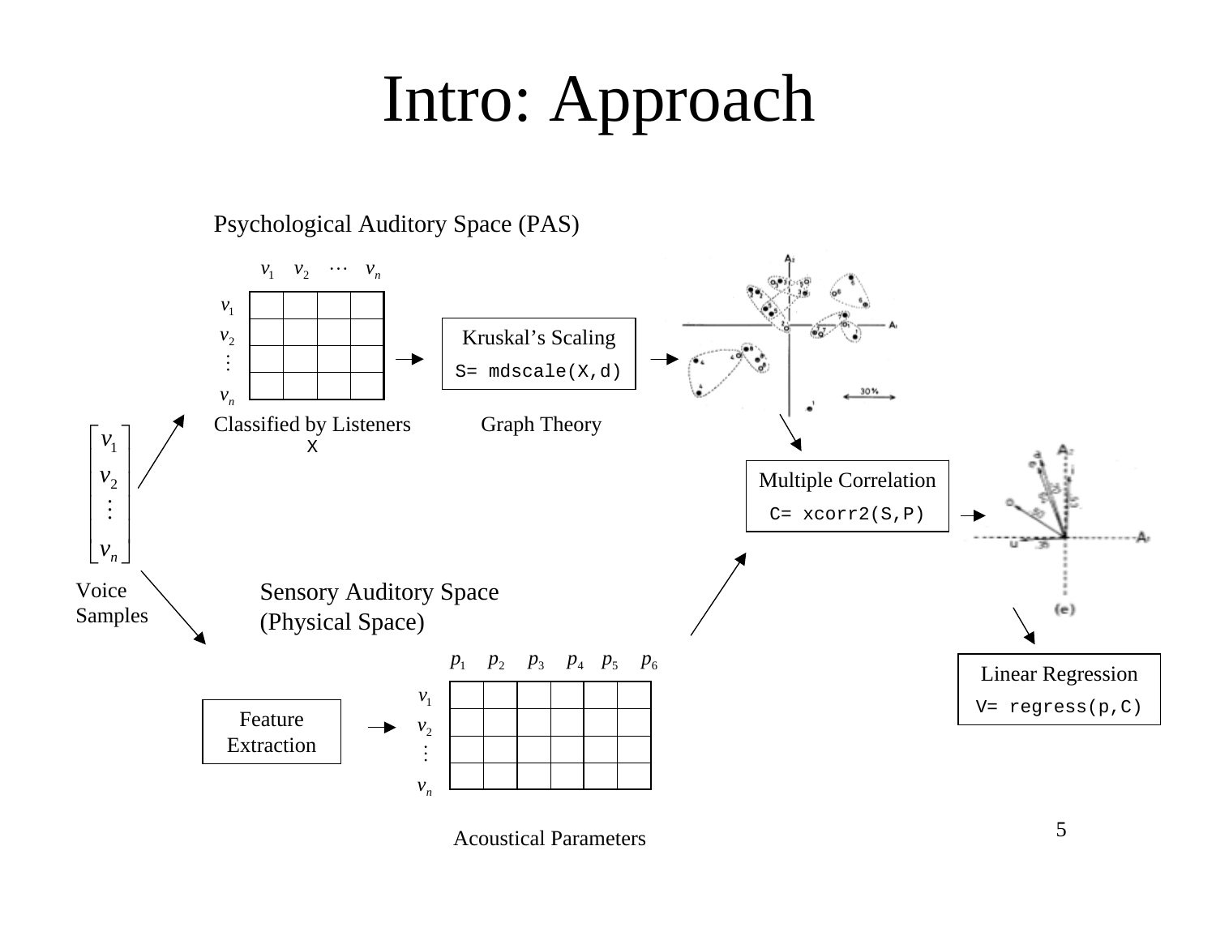# Intro: Approach

Psychological Auditory Space (PAS)

|  | $v_1$ | $v_2$ | $\cdots$ | $v_n$ |
| --- | --- | --- | --- | --- |
| $v_1$ |  |  |  |  |
| $v_2$ |  |  |  |  |
| $\vdots$ |  |  |  |  |
| $v_n$ |  |  |  |  |

Classified by Listeners
X

Kruskal's Scaling

```
S= mdscale(X,d)
```

Graph Theory

$$\begin{bmatrix} v_1 \\ v_2 \\ \vdots \\ v_n \end{bmatrix}$$

Voice Samples

Multiple Correlation

```
C= xcorr2(S,P)
```

Sensory Auditory Space (Physical Space)

Feature Extraction

|  | $p_1$ | $p_2$ | $p_3$ | $p_4$ | $p_5$ | $p_6$ |
| --- | --- | --- | --- | --- | --- | --- |
| $v_1$ |  |  |  |  |  |  |
| $v_2$ |  |  |  |  |  |  |
| $\vdots$ |  |  |  |  |  |  |
| $v_n$ |  |  |  |  |  |  |

Acoustical Parameters

Linear Regression

```
V= regress(p,C)
```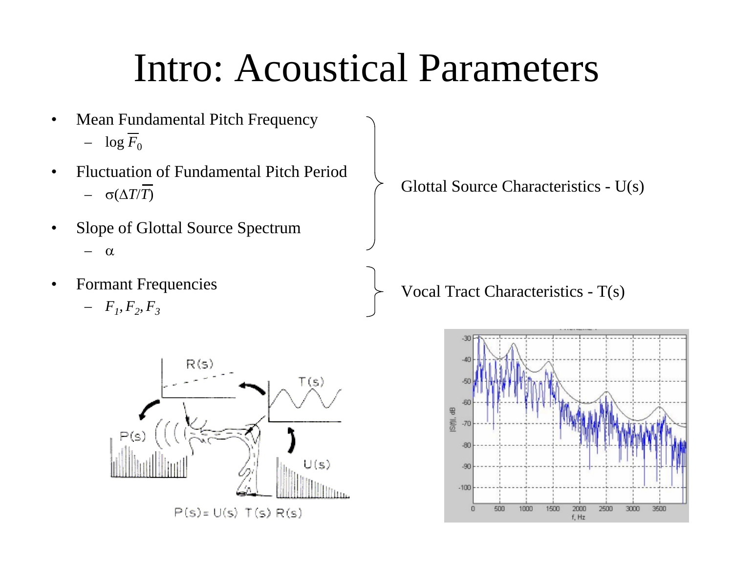# Intro: Acoustical Parameters

- Mean Fundamental Pitch Frequency
  - $\log \overline{F}_0$
- Fluctuation of Fundamental Pitch Period
  - $\sigma(\Delta T/\overline{T})$
- Slope of Glottal Source Spectrum
  - $\alpha$

} Glottal Source Characteristics - U(s)

- Formant Frequencies
  - $F_1, F_2, F_3$

} Vocal Tract Characteristics - T(s)

$P(s) = U(s)\ T(s)\ R(s)$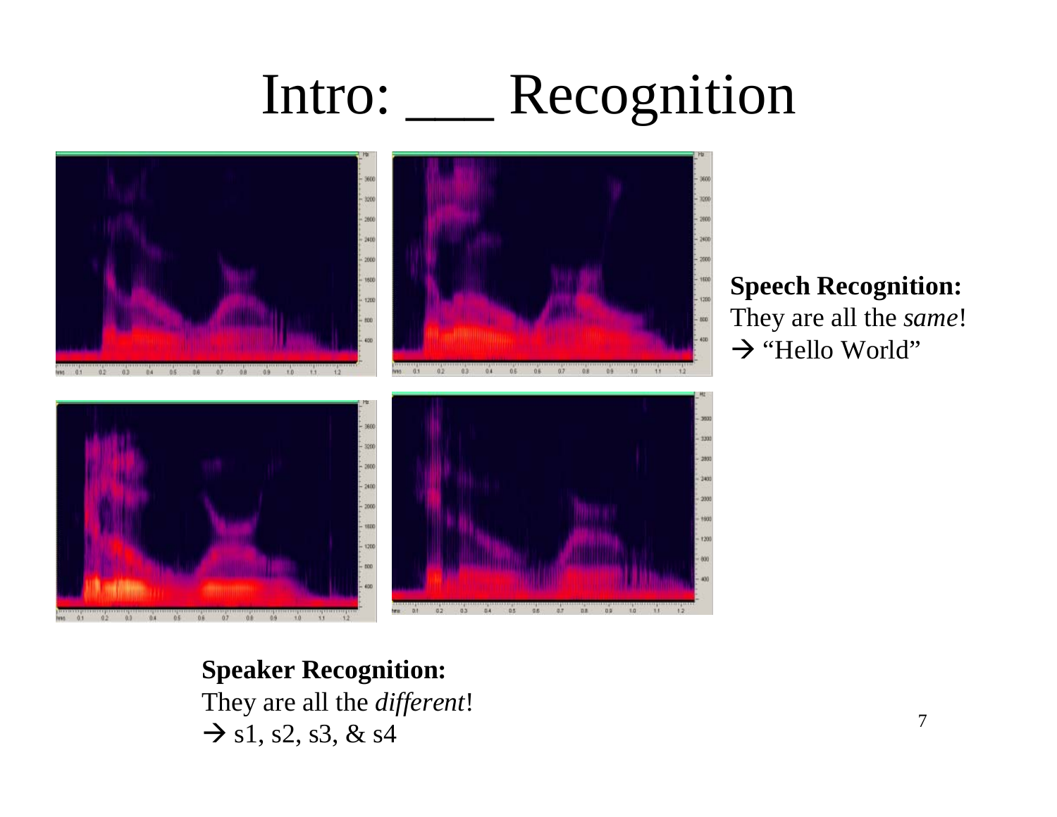# Intro: ___ Recognition

**Speech Recognition:**
They are all the *same*!
→ "Hello World"

**Speaker Recognition:**
They are all the *different*!
→ s1, s2, s3, & s4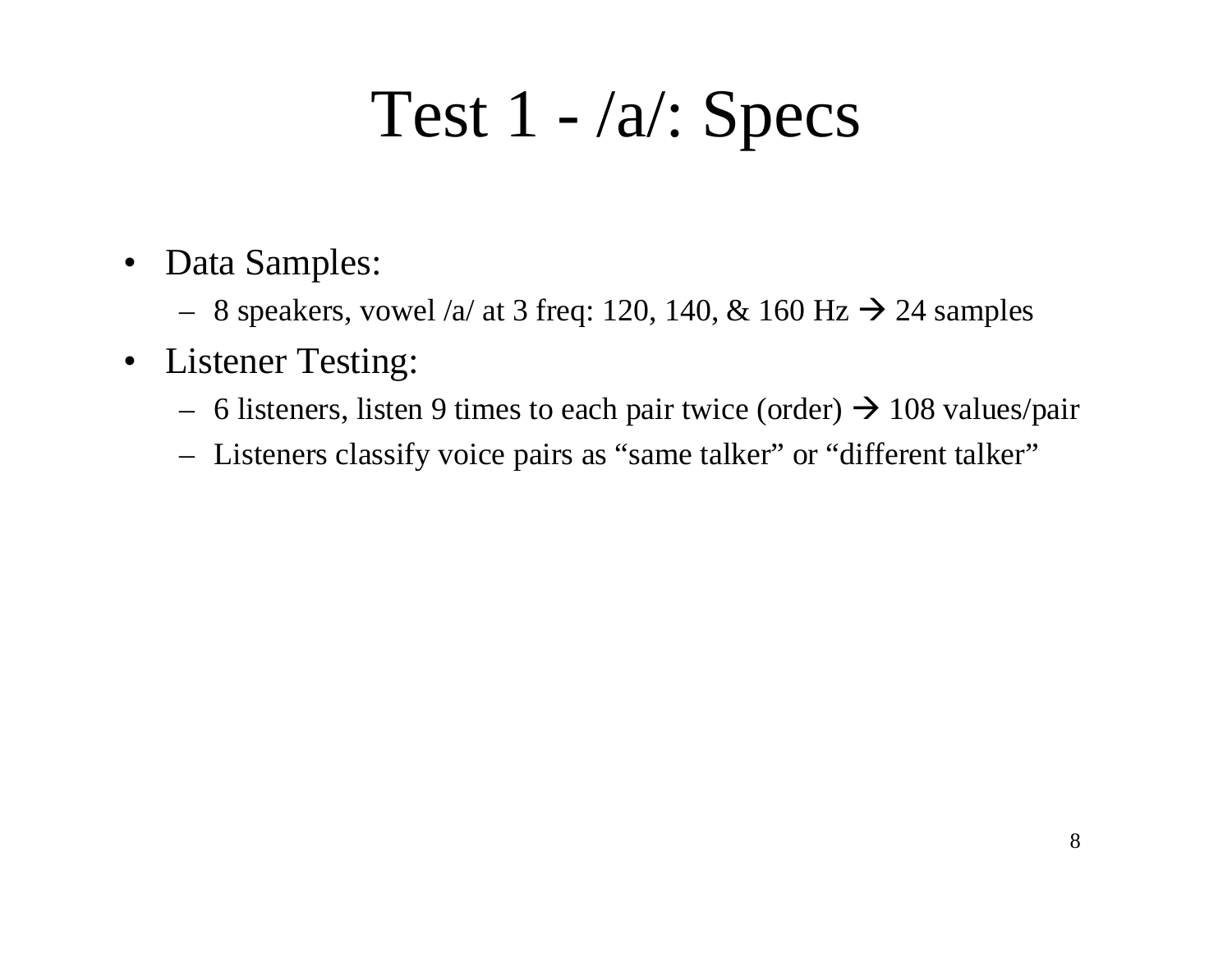# Test 1 - /a/: Specs

- Data Samples:
  - 8 speakers, vowel /a/ at 3 freq: 120, 140, & 160 Hz → 24 samples
- Listener Testing:
  - 6 listeners, listen 9 times to each pair twice (order) → 108 values/pair
  - Listeners classify voice pairs as "same talker" or "different talker"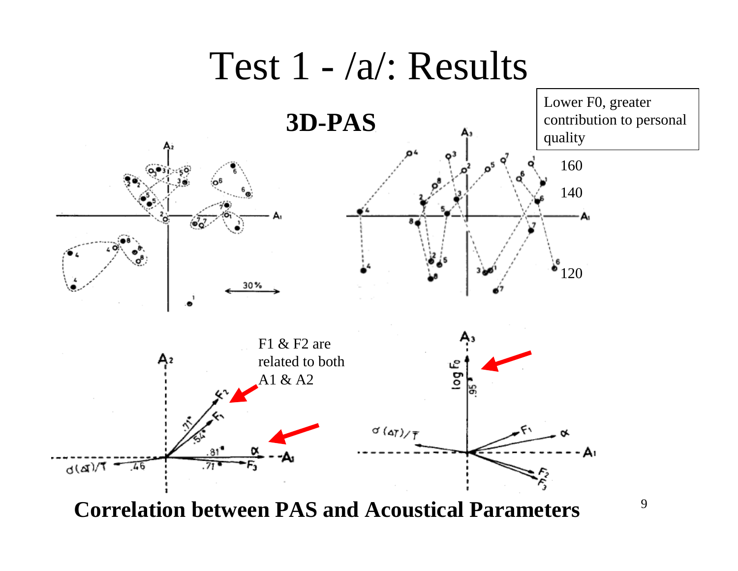# Test 1 - /a/: Results

## 3D-PAS

Lower F0, greater contribution to personal quality

160

140

120

F1 & F2 are related to both A1 & A2

**Correlation between PAS and Acoustical Parameters**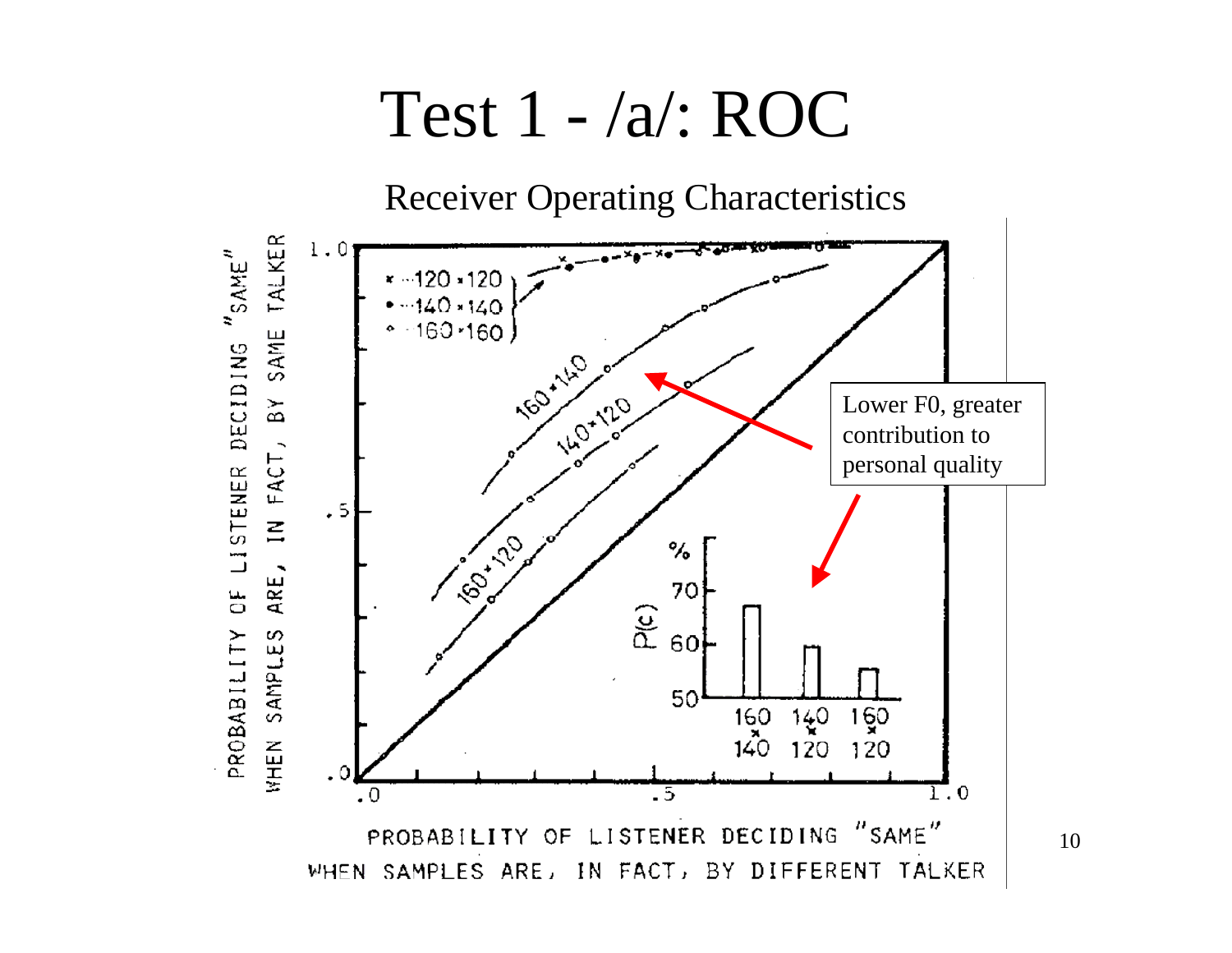# Test 1 - /a/: ROC

Receiver Operating Characteristics

PROBABILITY OF LISTENER DECIDING "SAME" WHEN SAMPLES ARE, IN FACT, BY SAME TALKER

PROBABILITY OF LISTENER DECIDING "SAME" WHEN SAMPLES ARE, IN FACT, BY DIFFERENT TALKER

× 120 × 120
• 140 × 140
○ 160 × 160

160 × 140
140 × 120
160 × 120

Lower F0, greater contribution to personal quality

P(c) %

| | 160 × 140 | 140 × 120 | 160 × 120 |
|---|---|---|---|
| P(c) % | ~68 | ~60 | ~55 |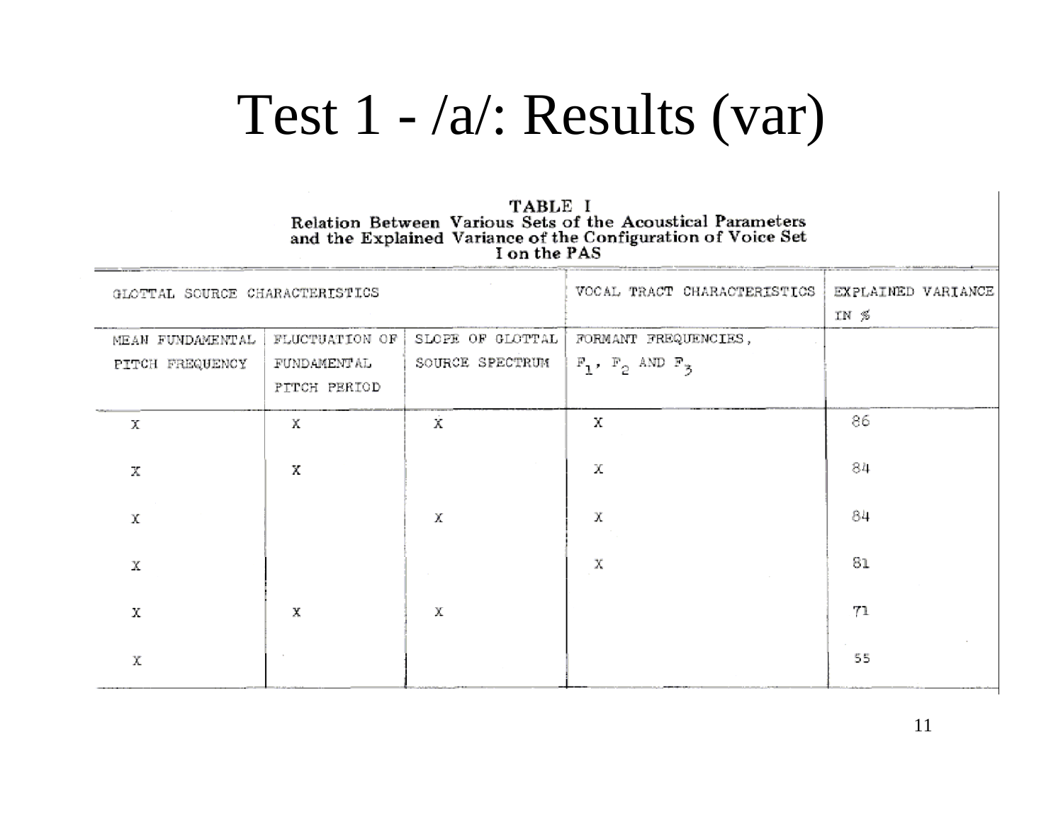# Test 1 - /a/: Results (var)

**TABLE I**
**Relation Between Various Sets of the Acoustical Parameters and the Explained Variance of the Configuration of Voice Set I on the PAS**

| GLOTTAL SOURCE CHARACTERISTICS | | | VOCAL TRACT CHARACTERISTICS | EXPLAINED VARIANCE IN % |
|---|---|---|---|---|
| MEAN FUNDAMENTAL PITCH FREQUENCY | FLUCTUATION OF FUNDAMENTAL PITCH PERIOD | SLOPE OF GLOTTAL SOURCE SPECTRUM | FORMANT FREQUENCIES, $F_1$, $F_2$ AND $F_3$ | |
| X | X | X | X | 86 |
| X | X | | X | 84 |
| X | | X | X | 84 |
| X | | | X | 81 |
| X | X | X | | 71 |
| X | | | | 55 |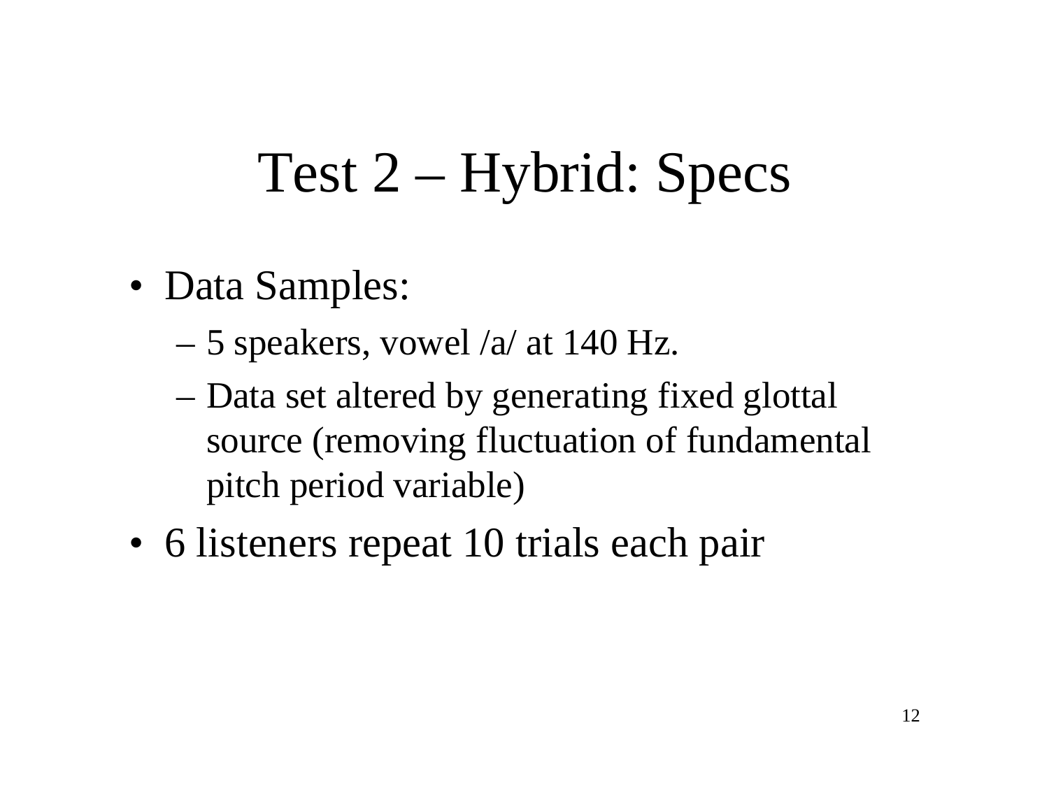# Test 2 – Hybrid: Specs

- Data Samples:
  - 5 speakers, vowel /a/ at 140 Hz.
  - Data set altered by generating fixed glottal source (removing fluctuation of fundamental pitch period variable)
- 6 listeners repeat 10 trials each pair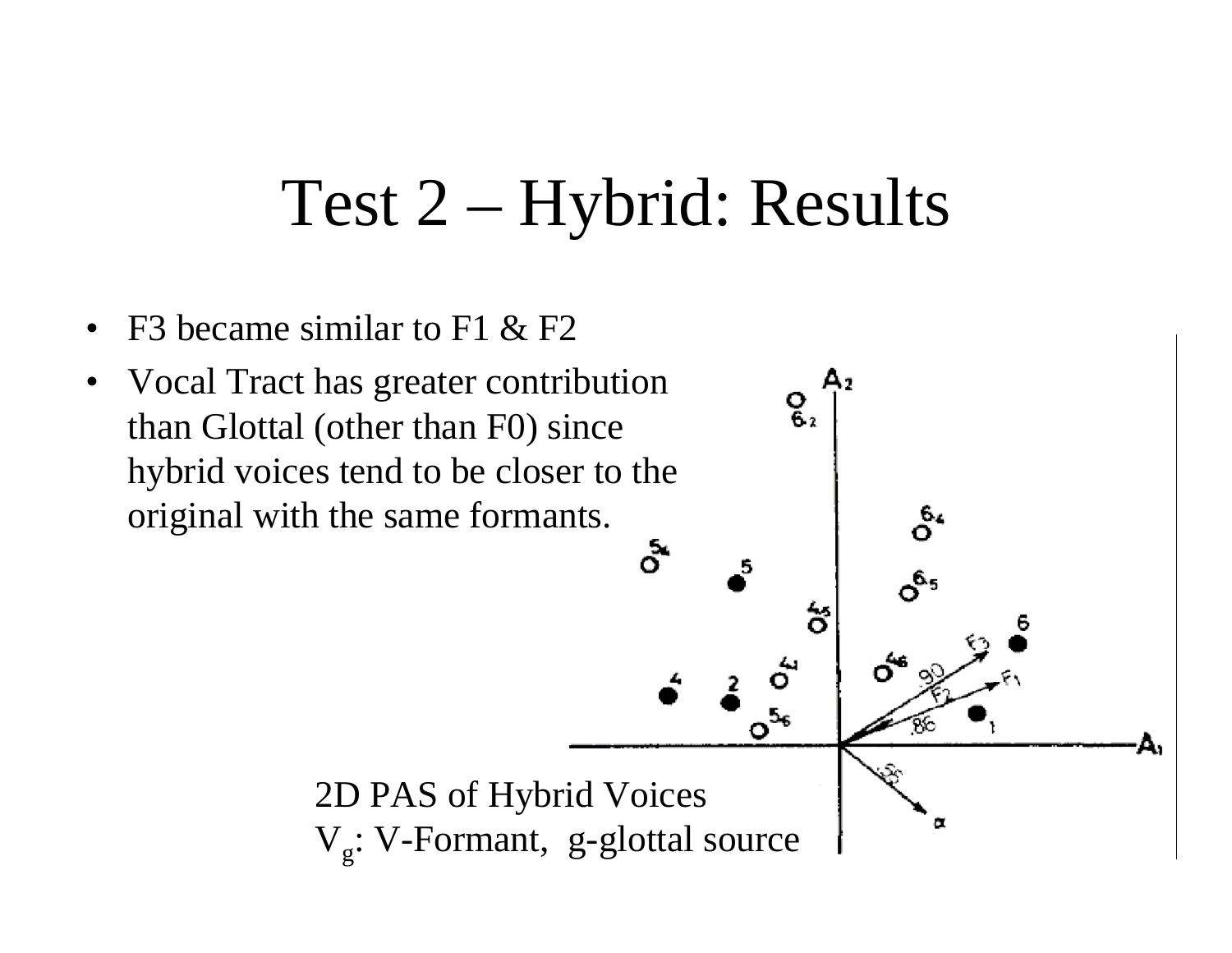# Test 2 – Hybrid: Results

- F3 became similar to F1 & F2
- Vocal Tract has greater contribution than Glottal (other than F0) since hybrid voices tend to be closer to the original with the same formants.

2D PAS of Hybrid Voices
$V_g$: V-Formant, g-glottal source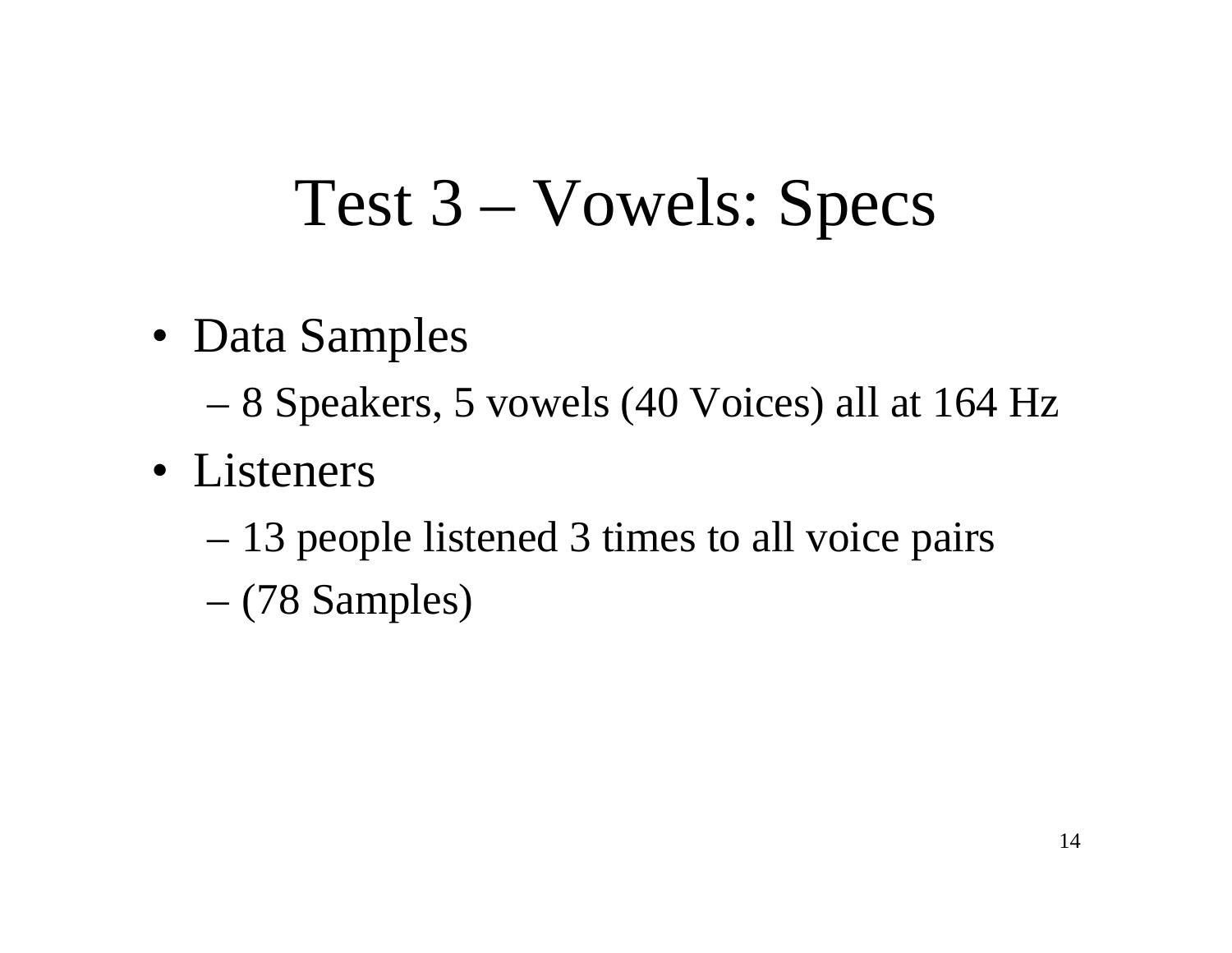# Test 3 – Vowels: Specs

- Data Samples
  - 8 Speakers, 5 vowels (40 Voices) all at 164 Hz
- Listeners
  - 13 people listened 3 times to all voice pairs
  - (78 Samples)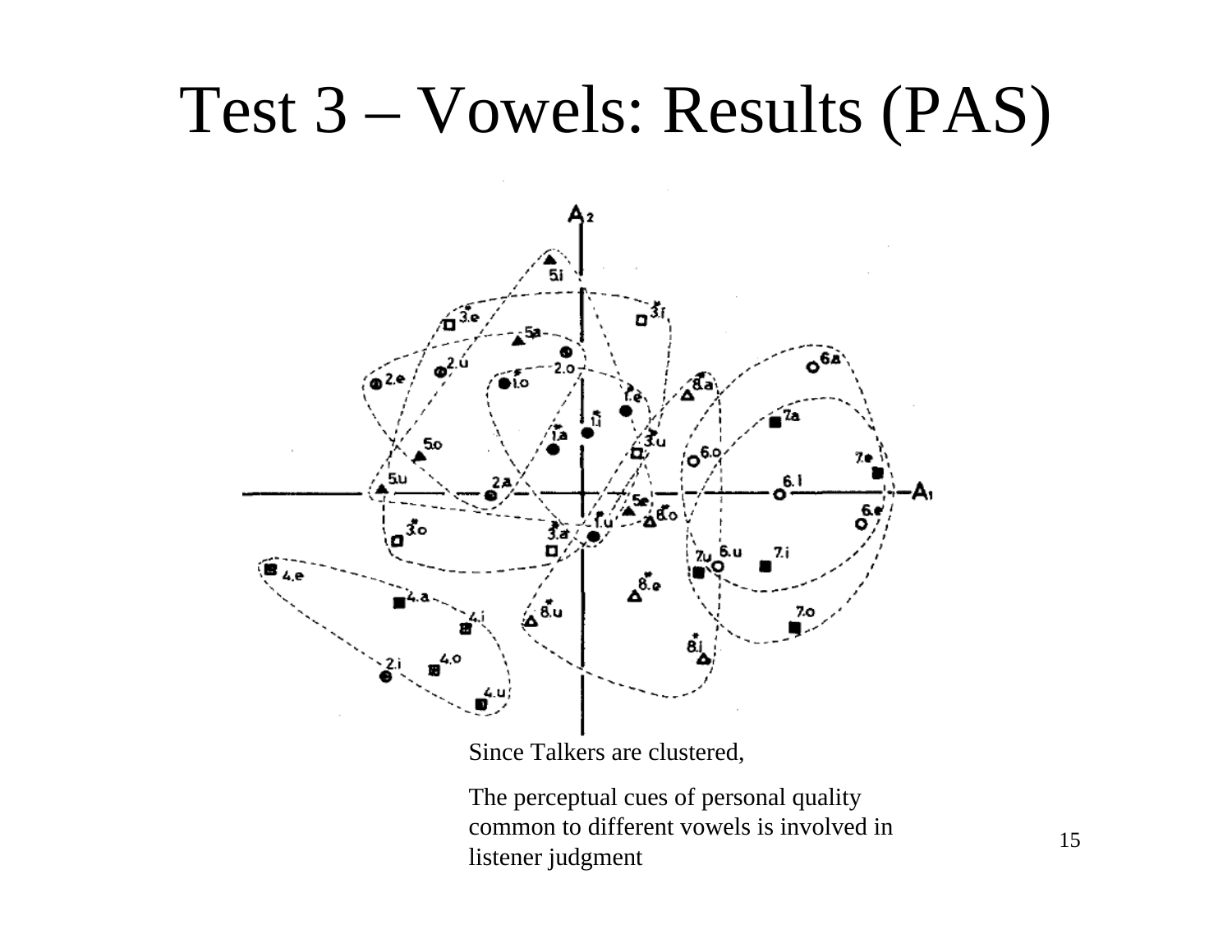# Test 3 – Vowels: Results (PAS)

Since Talkers are clustered,

The perceptual cues of personal quality common to different vowels is involved in listener judgment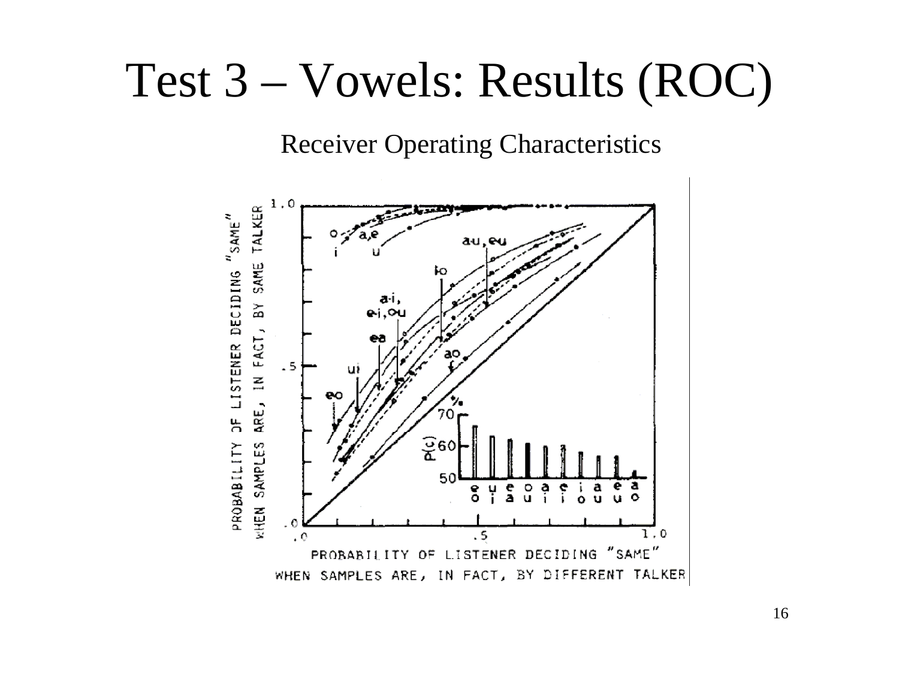# Test 3 – Vowels: Results (ROC)

Receiver Operating Characteristics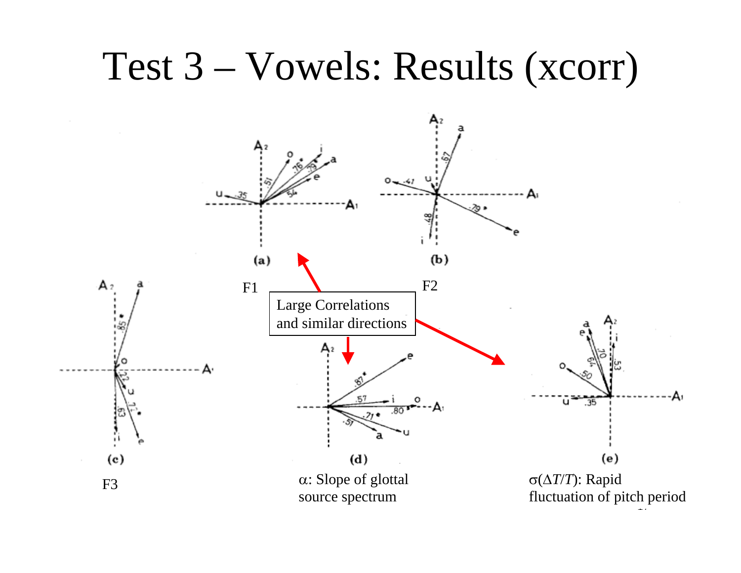# Test 3 – Vowels: Results (xcorr)

(a)

F1

(b)

F2

Large Correlations and similar directions

(c)

F3

(d)

$\alpha$: Slope of glottal source spectrum

(e)

$\sigma(\Delta T/T)$: Rapid fluctuation of pitch period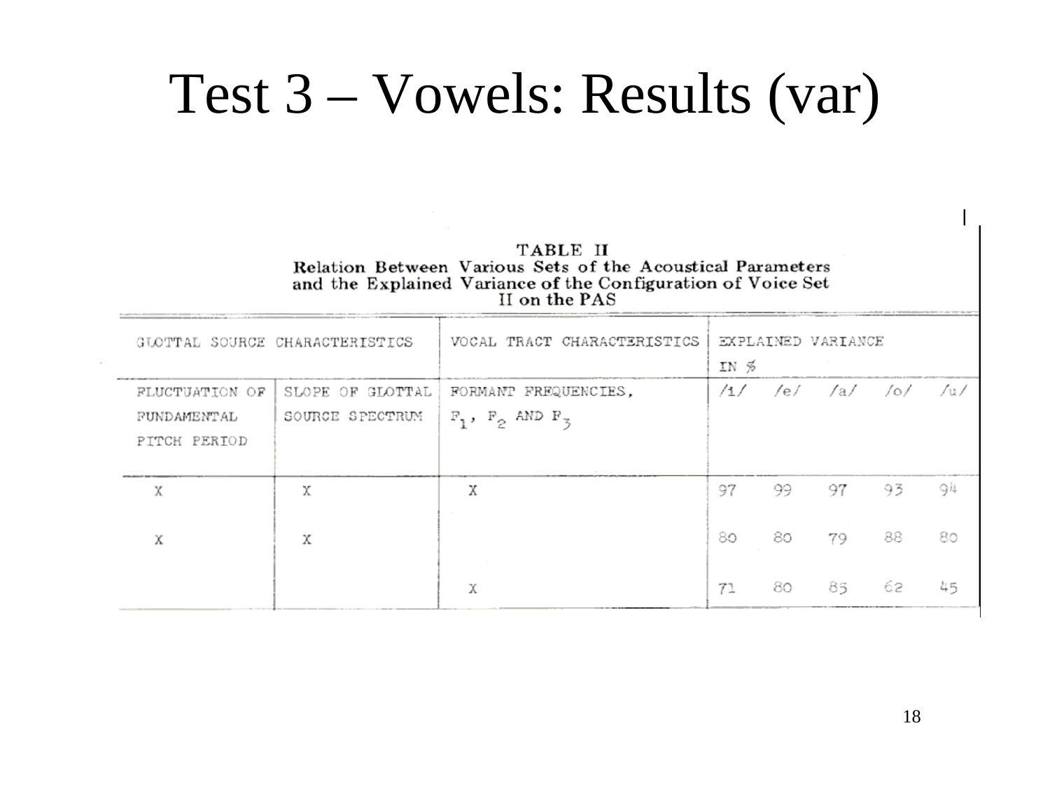# Test 3 – Vowels: Results (var)

**TABLE II**
**Relation Between Various Sets of the Acoustical Parameters and the Explained Variance of the Configuration of Voice Set II on the PAS**

| GLOTTAL SOURCE CHARACTERISTICS | | VOCAL TRACT CHARACTERISTICS | EXPLAINED VARIANCE IN % | | | | |
|---|---|---|---|---|---|---|---|
| FLUCTUATION OF FUNDAMENTAL PITCH PERIOD | SLOPE OF GLOTTAL SOURCE SPECTRUM | FORMANT FREQUENCIES, $F_1$, $F_2$ AND $F_3$ | /i/ | /e/ | /a/ | /o/ | /u/ |
| X | X | X | 97 | 99 | 97 | 93 | 94 |
| X | X | | 80 | 80 | 79 | 88 | 80 |
| | | X | 71 | 80 | 85 | 62 | 45 |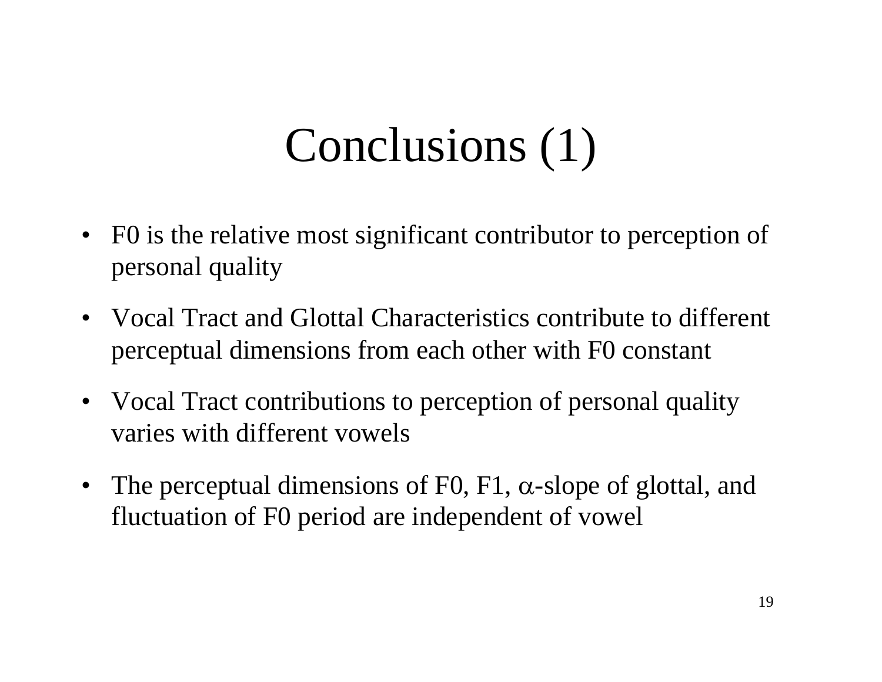# Conclusions (1)

- F0 is the relative most significant contributor to perception of personal quality
- Vocal Tract and Glottal Characteristics contribute to different perceptual dimensions from each other with F0 constant
- Vocal Tract contributions to perception of personal quality varies with different vowels
- The perceptual dimensions of F0, F1, $\alpha$-slope of glottal, and fluctuation of F0 period are independent of vowel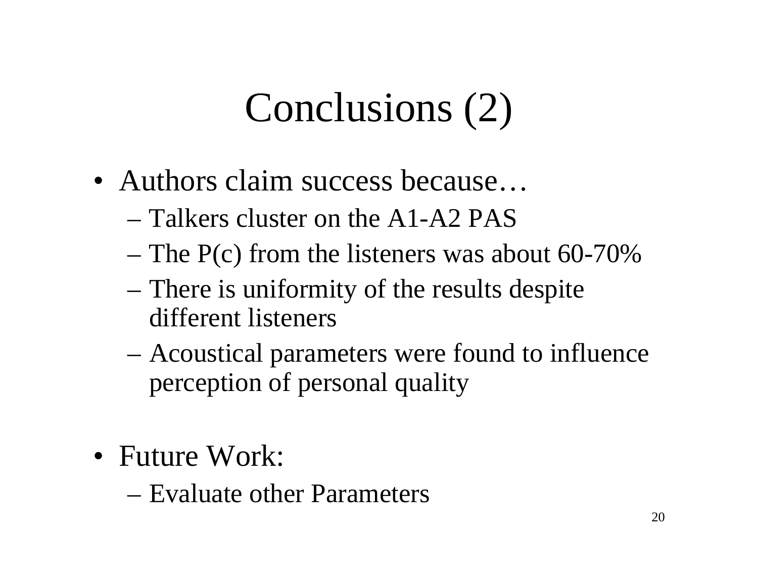# Conclusions (2)

- Authors claim success because…
  - Talkers cluster on the A1-A2 PAS
  - The P(c) from the listeners was about 60-70%
  - There is uniformity of the results despite different listeners
  - Acoustical parameters were found to influence perception of personal quality
- Future Work:
  - Evaluate other Parameters